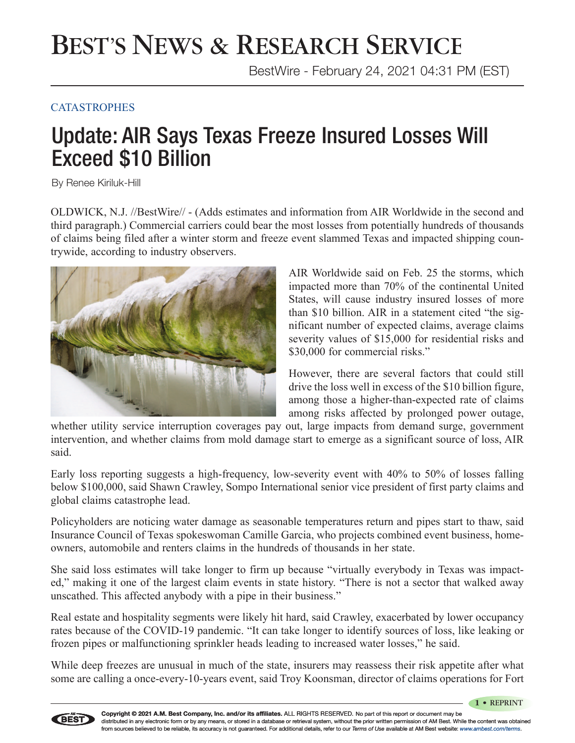# BEST'S NEWS & RESEARCH SERVICE

BestWire - February 24, 2021 04:31 PM (EST)

CATASTROPHES

## Update: AIR Says Texas Freeze Insured Losses Will Exceed $10 Billion

By Renee Kiriluk-Hill

OLDWICK, N.J. //BestWire// - (Adds estimates and information from AIR Worldwide in the second and third paragraph.) Commercial carriers could bear the most losses from potentially hundreds of thousands of claims being filed after a winter storm and freeze event slammed Texas and impacted shipping countrywide, according to industry observers.

AIR Worldwide said on Feb. 25 the storms, which impacted more than 70% of the continental United States, will cause industry insured losses of more than $10 billion. AIR in a statement cited "the significant number of expected claims, average claims severity values of $15,000 for residential risks and $30,000 for commercial risks."

However, there are several factors that could still drive the loss well in excess of the $10 billion figure, among those a higher-than-expected rate of claims among risks affected by prolonged power outage, whether utility service interruption coverages pay out, large impacts from demand surge, government intervention, and whether claims from mold damage start to emerge as a significant source of loss, AIR said.

Early loss reporting suggests a high-frequency, low-severity event with 40% to 50% of losses falling below $100,000, said Shawn Crawley, Sompo International senior vice president of first party claims and global claims catastrophe lead.

Policyholders are noticing water damage as seasonable temperatures return and pipes start to thaw, said Insurance Council of Texas spokeswoman Camille Garcia, who projects combined event business, homeowners, automobile and renters claims in the hundreds of thousands in her state.

She said loss estimates will take longer to firm up because "virtually everybody in Texas was impacted," making it one of the largest claim events in state history. "There is not a sector that walked away unscathed. This affected anybody with a pipe in their business."

Real estate and hospitality segments were likely hit hard, said Crawley, exacerbated by lower occupancy rates because of the COVID-19 pandemic. "It can take longer to identify sources of loss, like leaking or frozen pipes or malfunctioning sprinkler heads leading to increased water losses," he said.

While deep freezes are unusual in much of the state, insurers may reassess their risk appetite after what some are calling a once-every-10-years event, said Troy Koonsman, director of claims operations for Fort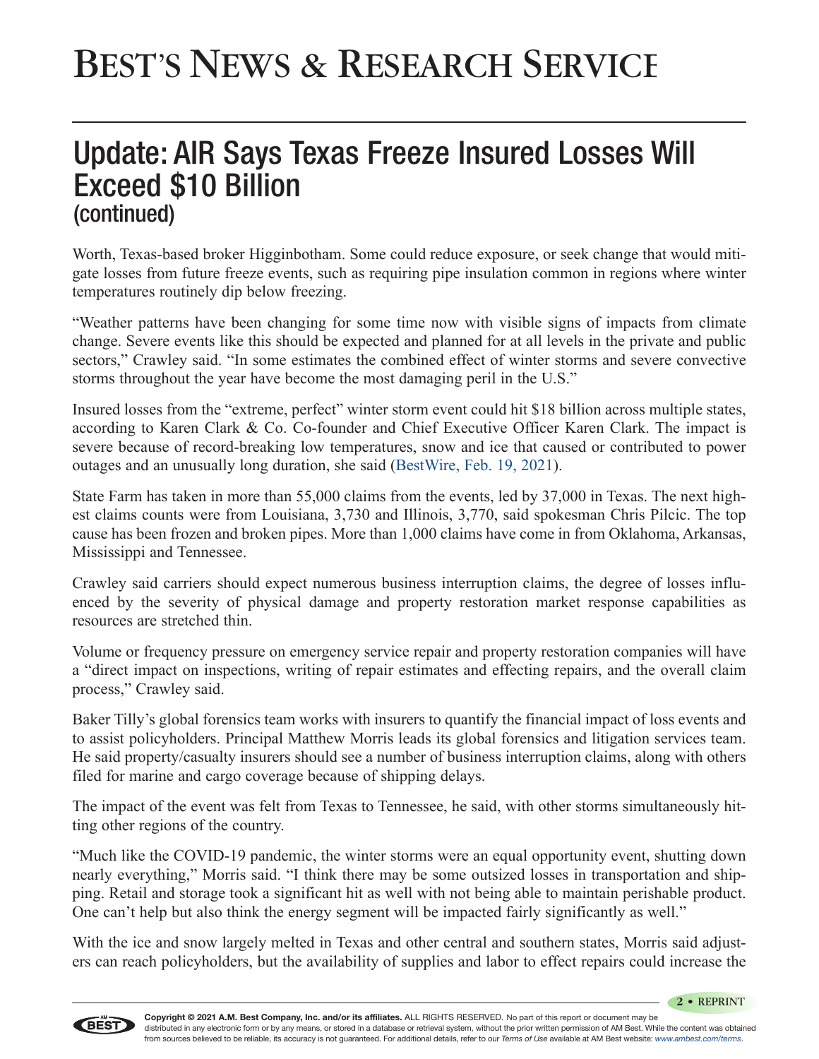## Update: AIR Says Texas Freeze Insured Losses Will Exceed $10 Billion (continued)

Worth, Texas-based broker Higginbotham. Some could reduce exposure, or seek change that would mitigate losses from future freeze events, such as requiring pipe insulation common in regions where winter temperatures routinely dip below freezing.

"Weather patterns have been changing for some time now with visible signs of impacts from climate change. Severe events like this should be expected and planned for at all levels in the private and public sectors," Crawley said. "In some estimates the combined effect of winter storms and severe convective storms throughout the year have become the most damaging peril in the U.S."

Insured losses from the "extreme, perfect" winter storm event could hit $18 billion across multiple states, according to Karen Clark & Co. Co-founder and Chief Executive Officer Karen Clark. The impact is severe because of record-breaking low temperatures, snow and ice that caused or contributed to power outages and an unusually long duration, she said (BestWire, Feb. 19, 2021).

State Farm has taken in more than 55,000 claims from the events, led by 37,000 in Texas. The next highest claims counts were from Louisiana, 3,730 and Illinois, 3,770, said spokesman Chris Pilcic. The top cause has been frozen and broken pipes. More than 1,000 claims have come in from Oklahoma, Arkansas, Mississippi and Tennessee.

Crawley said carriers should expect numerous business interruption claims, the degree of losses influenced by the severity of physical damage and property restoration market response capabilities as resources are stretched thin.

Volume or frequency pressure on emergency service repair and property restoration companies will have a "direct impact on inspections, writing of repair estimates and effecting repairs, and the overall claim process," Crawley said.

Baker Tilly's global forensics team works with insurers to quantify the financial impact of loss events and to assist policyholders. Principal Matthew Morris leads its global forensics and litigation services team. He said property/casualty insurers should see a number of business interruption claims, along with others filed for marine and cargo coverage because of shipping delays.

The impact of the event was felt from Texas to Tennessee, he said, with other storms simultaneously hitting other regions of the country.

"Much like the COVID-19 pandemic, the winter storms were an equal opportunity event, shutting down nearly everything," Morris said. "I think there may be some outsized losses in transportation and shipping. Retail and storage took a significant hit as well with not being able to maintain perishable product. One can't help but also think the energy segment will be impacted fairly significantly as well."

With the ice and snow largely melted in Texas and other central and southern states, Morris said adjusters can reach policyholders, but the availability of supplies and labor to effect repairs could increase the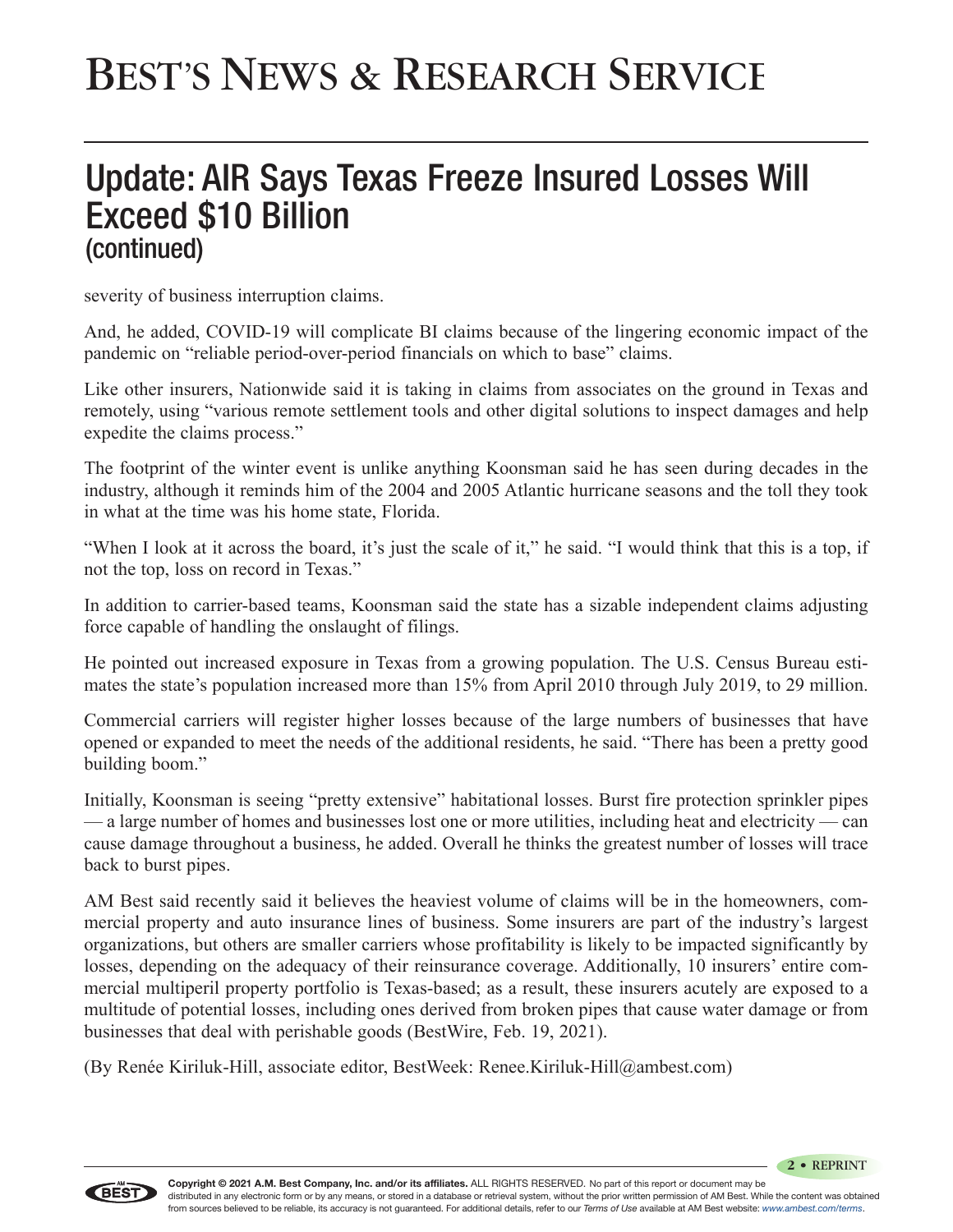## Update: AIR Says Texas Freeze Insured Losses Will Exceed $10 Billion
(continued)

severity of business interruption claims.

And, he added, COVID-19 will complicate BI claims because of the lingering economic impact of the pandemic on "reliable period-over-period financials on which to base" claims.

Like other insurers, Nationwide said it is taking in claims from associates on the ground in Texas and remotely, using "various remote settlement tools and other digital solutions to inspect damages and help expedite the claims process."

The footprint of the winter event is unlike anything Koonsman said he has seen during decades in the industry, although it reminds him of the 2004 and 2005 Atlantic hurricane seasons and the toll they took in what at the time was his home state, Florida.

"When I look at it across the board, it's just the scale of it," he said. "I would think that this is a top, if not the top, loss on record in Texas."

In addition to carrier-based teams, Koonsman said the state has a sizable independent claims adjusting force capable of handling the onslaught of filings.

He pointed out increased exposure in Texas from a growing population. The U.S. Census Bureau estimates the state's population increased more than 15% from April 2010 through July 2019, to 29 million.

Commercial carriers will register higher losses because of the large numbers of businesses that have opened or expanded to meet the needs of the additional residents, he said. "There has been a pretty good building boom."

Initially, Koonsman is seeing "pretty extensive" habitational losses. Burst fire protection sprinkler pipes — a large number of homes and businesses lost one or more utilities, including heat and electricity — can cause damage throughout a business, he added. Overall he thinks the greatest number of losses will trace back to burst pipes.

AM Best said recently said it believes the heaviest volume of claims will be in the homeowners, commercial property and auto insurance lines of business. Some insurers are part of the industry's largest organizations, but others are smaller carriers whose profitability is likely to be impacted significantly by losses, depending on the adequacy of their reinsurance coverage. Additionally, 10 insurers' entire commercial multiperil property portfolio is Texas-based; as a result, these insurers acutely are exposed to a multitude of potential losses, including ones derived from broken pipes that cause water damage or from businesses that deal with perishable goods (BestWire, Feb. 19, 2021).

(By Renée Kiriluk-Hill, associate editor, BestWeek: Renee.Kiriluk-Hill@ambest.com)

**Copyright © 2021 A.M. Best Company, Inc. and/or its affiliates.** ALL RIGHTS RESERVED. No part of this report or document may be distributed in any electronic form or by any means, or stored in a database or retrieval system, without the prior written permission of AM Best. While the content was obtained from sources believed to be reliable, its accuracy is not guaranteed. For additional details, refer to our *Terms of Use* available at AM Best website: *www.ambest.com/terms*.